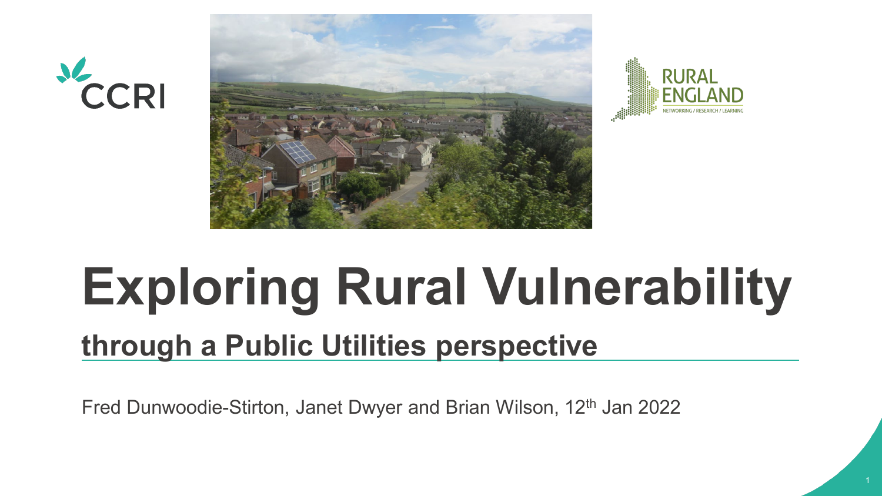# Exploring Rural Vulnerability

## through a Public Utilities perspective

Fred Dunwoodie-Stirton, Janet Dwyer and Brian Wilson, 12th Jan 2022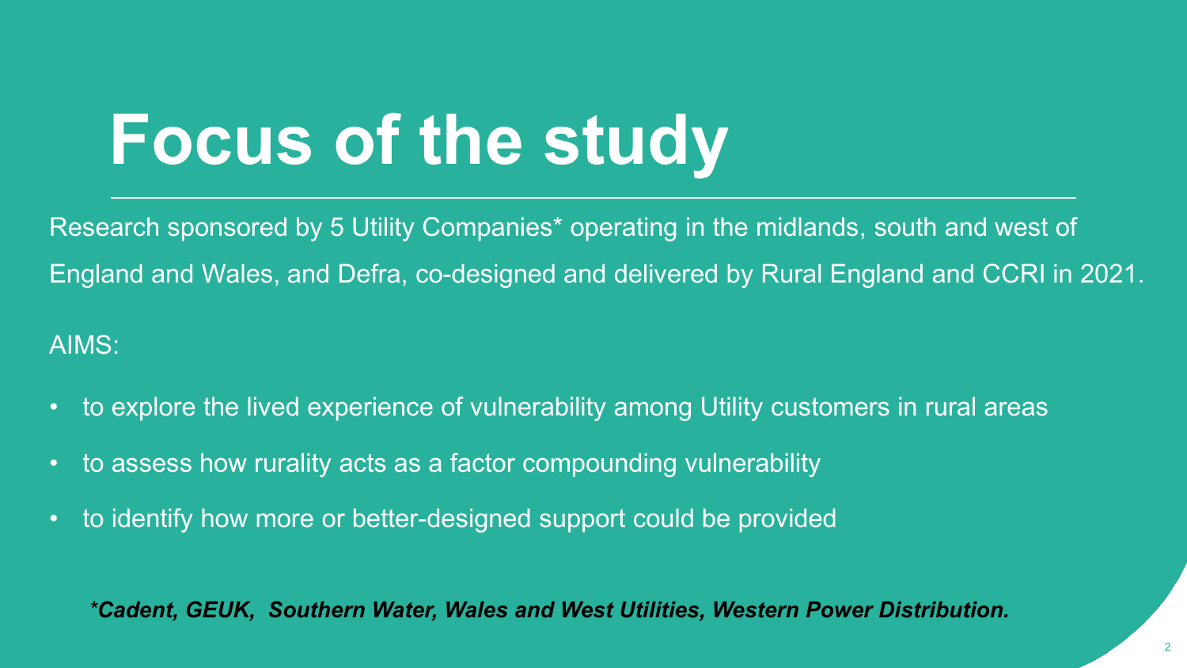# Focus of the study

Research sponsored by 5 Utility Companies* operating in the midlands, south and west of England and Wales, and Defra, co-designed and delivered by Rural England and CCRI in 2021.

AIMS:

- to explore the lived experience of vulnerability among Utility customers in rural areas
- to assess how rurality acts as a factor compounding vulnerability
- to identify how more or better-designed support could be provided

**\*Cadent, GEUK, Southern Water, Wales and West Utilities, Western Power Distribution.**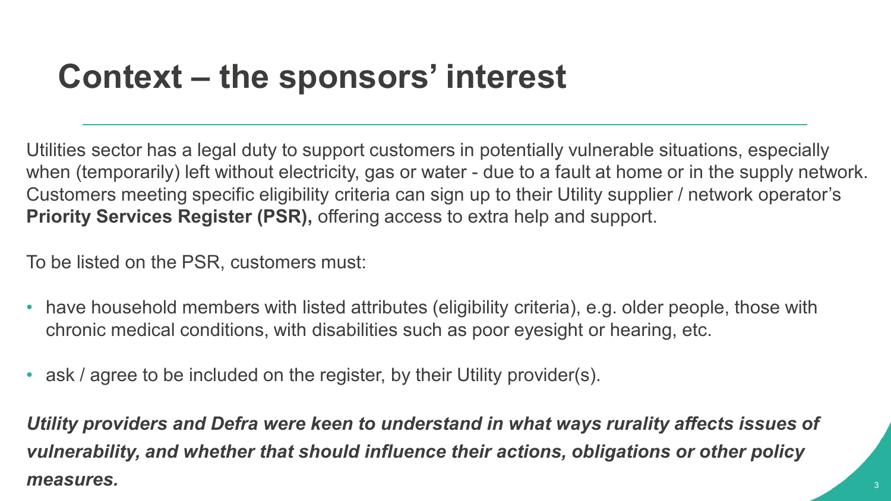# Context – the sponsors' interest

Utilities sector has a legal duty to support customers in potentially vulnerable situations, especially when (temporarily) left without electricity, gas or water - due to a fault at home or in the supply network. Customers meeting specific eligibility criteria can sign up to their Utility supplier / network operator's **Priority Services Register (PSR),** offering access to extra help and support.

To be listed on the PSR, customers must:

- have household members with listed attributes (eligibility criteria), e.g. older people, those with chronic medical conditions, with disabilities such as poor eyesight or hearing, etc.
- ask / agree to be included on the register, by their Utility provider(s).

***Utility providers and Defra were keen to understand in what ways rurality affects issues of vulnerability, and whether that should influence their actions, obligations or other policy measures.***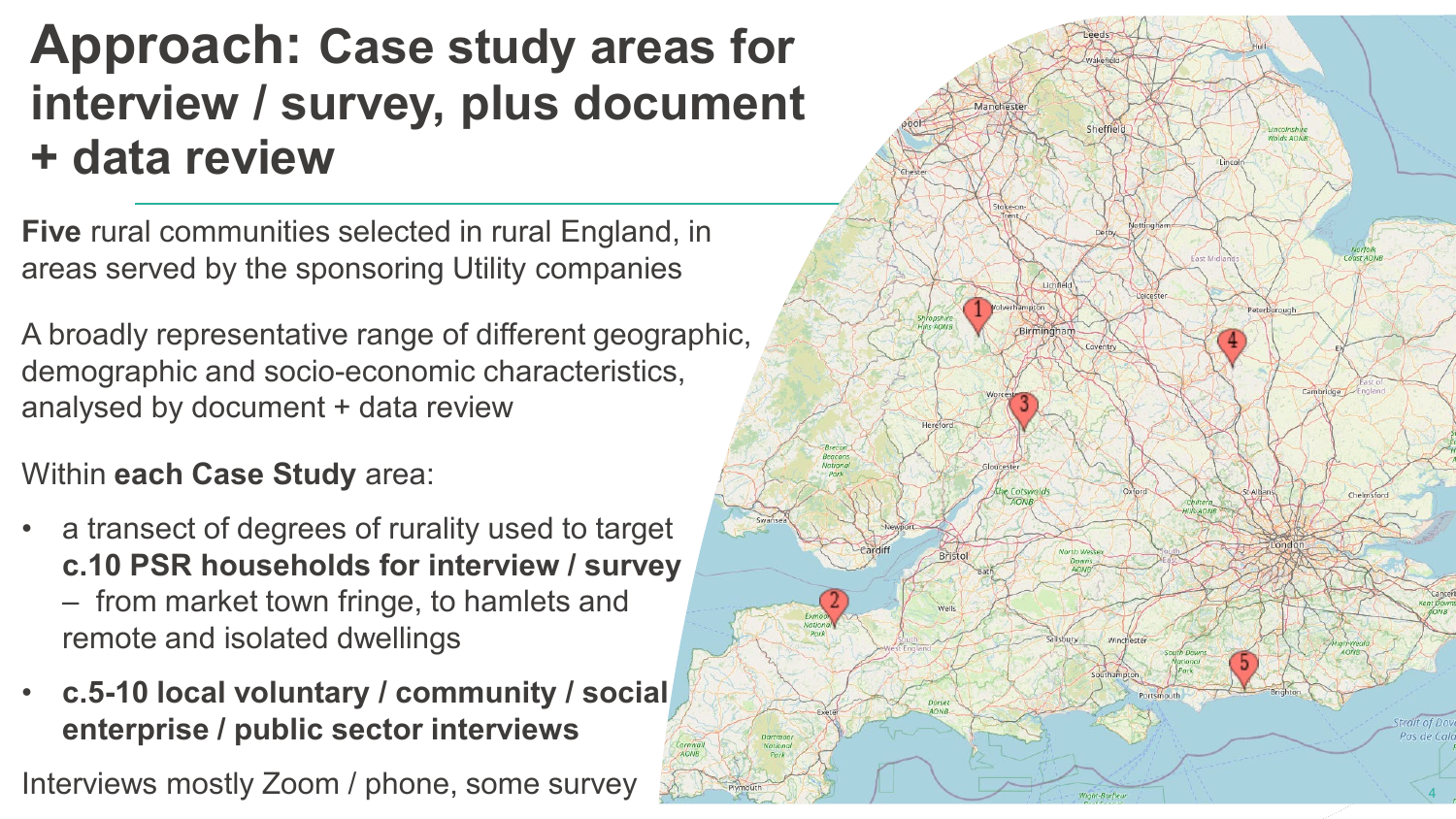# Approach: Case study areas for interview / survey, plus document + data review

**Five** rural communities selected in rural England, in areas served by the sponsoring Utility companies

A broadly representative range of different geographic, demographic and socio-economic characteristics, analysed by document + data review

Within **each Case Study** area:

- a transect of degrees of rurality used to target **c.10 PSR households for interview / survey** – from market town fringe, to hamlets and remote and isolated dwellings
- **c.5-10 local voluntary / community / social enterprise / public sector interviews**

Interviews mostly Zoom / phone, some survey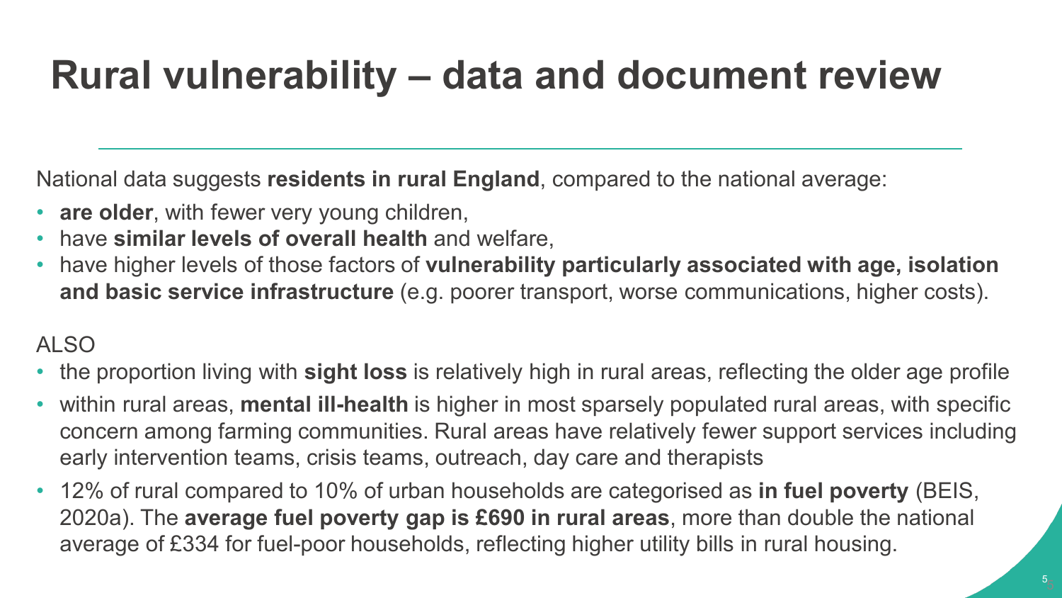# Rural vulnerability – data and document review

National data suggests **residents in rural England**, compared to the national average:

- **are older**, with fewer very young children,
- have **similar levels of overall health** and welfare,
- have higher levels of those factors of **vulnerability particularly associated with age, isolation and basic service infrastructure** (e.g. poorer transport, worse communications, higher costs).

ALSO

- the proportion living with **sight loss** is relatively high in rural areas, reflecting the older age profile
- within rural areas, **mental ill-health** is higher in most sparsely populated rural areas, with specific concern among farming communities. Rural areas have relatively fewer support services including early intervention teams, crisis teams, outreach, day care and therapists
- 12% of rural compared to 10% of urban households are categorised as **in fuel poverty** (BEIS, 2020a). The **average fuel poverty gap is £690 in rural areas**, more than double the national average of £334 for fuel-poor households, reflecting higher utility bills in rural housing.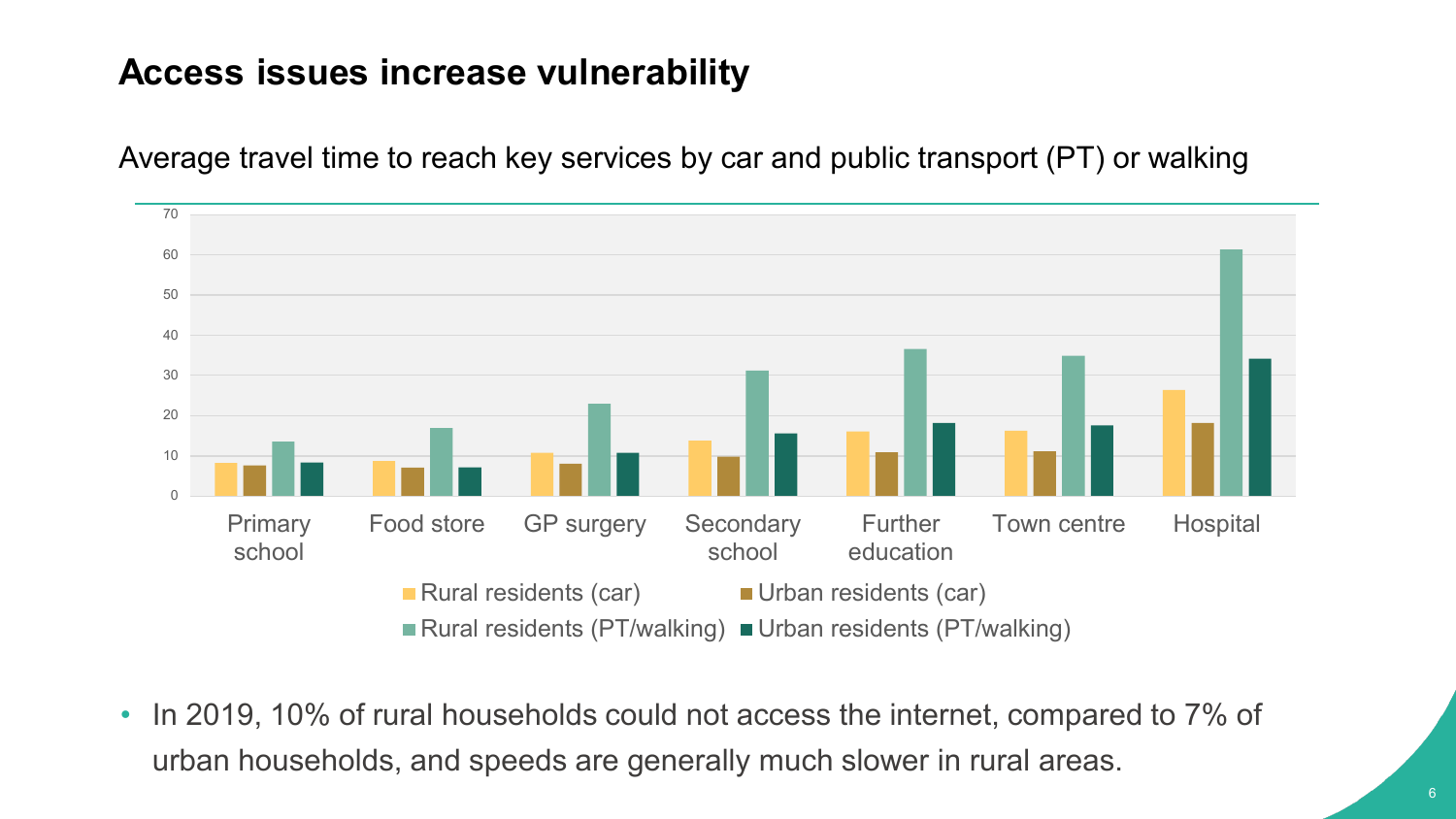# Access issues increase vulnerability

Average travel time to reach key services by car and public transport (PT) or walking

- In 2019, 10% of rural households could not access the internet, compared to 7% of urban households, and speeds are generally much slower in rural areas.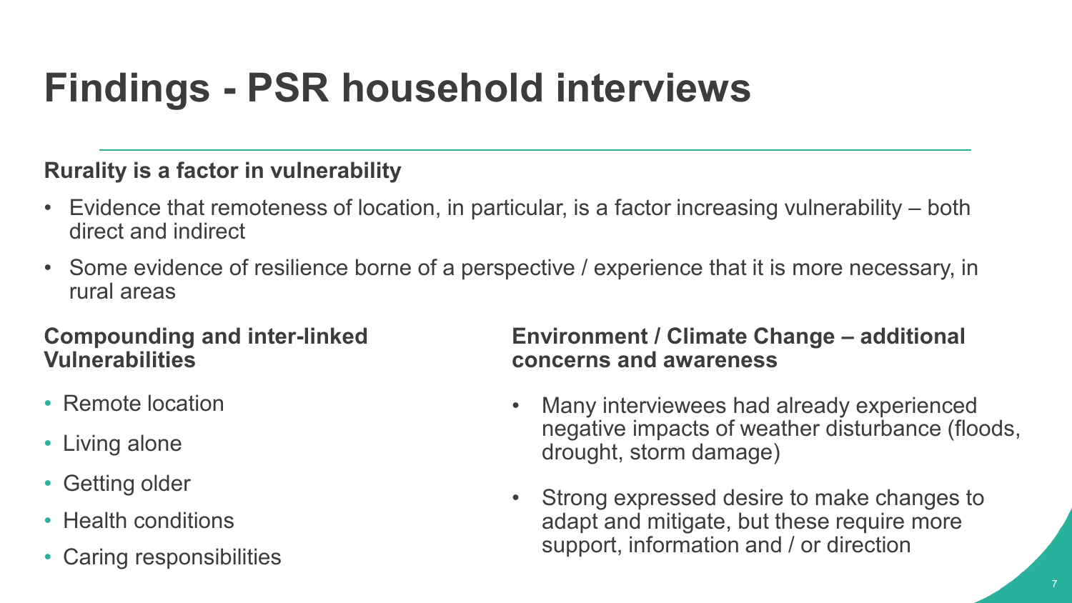# Findings - PSR household interviews

### Rurality is a factor in vulnerability

- Evidence that remoteness of location, in particular, is a factor increasing vulnerability – both direct and indirect
- Some evidence of resilience borne of a perspective / experience that it is more necessary, in rural areas

### Compounding and inter-linked Vulnerabilities

- Remote location
- Living alone
- Getting older
- Health conditions
- Caring responsibilities

### Environment / Climate Change – additional concerns and awareness

- Many interviewees had already experienced negative impacts of weather disturbance (floods, drought, storm damage)
- Strong expressed desire to make changes to adapt and mitigate, but these require more support, information and / or direction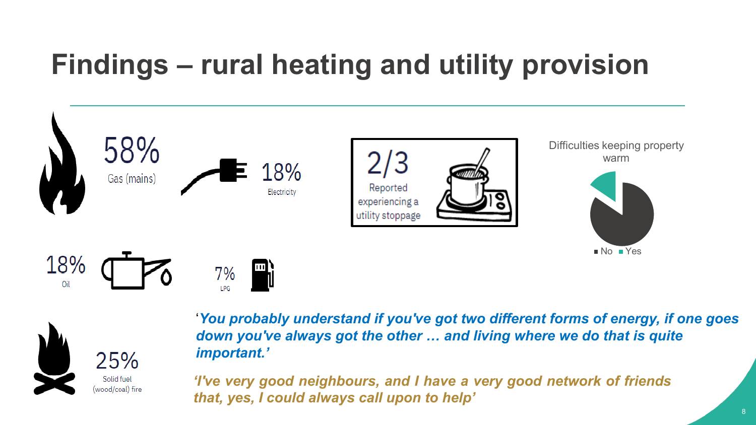# Findings – rural heating and utility provision

58%
Gas (mains)

18%
Electricity

2/3
Reported experiencing a utility stoppage

Difficulties keeping property warm

No Yes

18%
Oil

7%
LPG

25%
Solid fuel (wood/coal) fire

*'You probably understand if you've got two different forms of energy, if one goes down you've always got the other … and living where we do that is quite important.'*

*'I've very good neighbours, and I have a very good network of friends that, yes, I could always call upon to help'*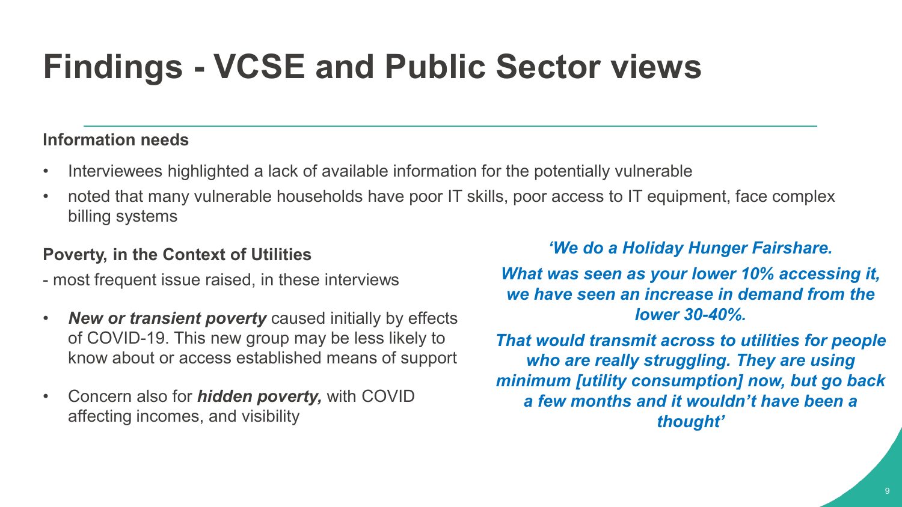# Findings - VCSE and Public Sector views

**Information needs**

- Interviewees highlighted a lack of available information for the potentially vulnerable
- noted that many vulnerable households have poor IT skills, poor access to IT equipment, face complex billing systems

**Poverty, in the Context of Utilities**

- most frequent issue raised, in these interviews

- ***New or transient poverty*** caused initially by effects of COVID-19. This new group may be less likely to know about or access established means of support
- Concern also for ***hidden poverty,*** with COVID affecting incomes, and visibility

***'We do a Holiday Hunger Fairshare.***

***What was seen as your lower 10% accessing it, we have seen an increase in demand from the lower 30-40%.***

***That would transmit across to utilities for people who are really struggling. They are using minimum [utility consumption] now, but go back a few months and it wouldn't have been a thought'***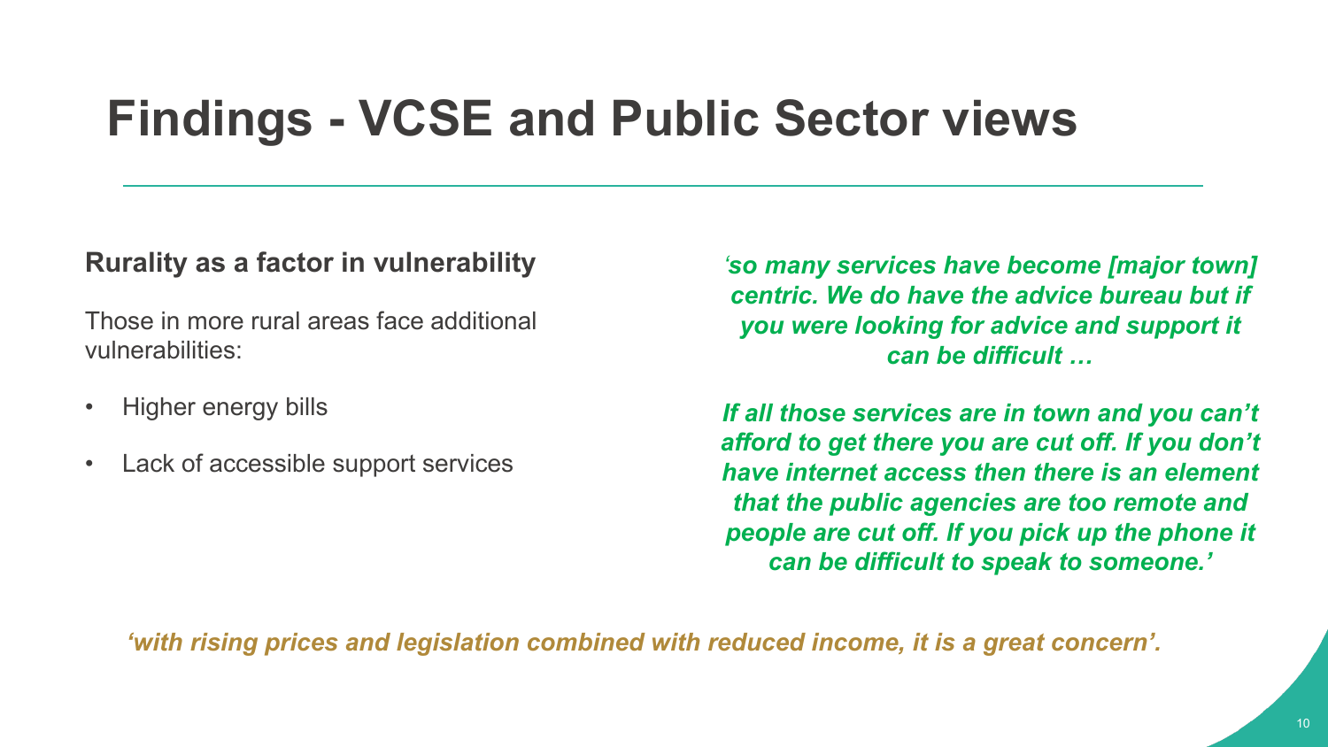# Findings - VCSE and Public Sector views

**Rurality as a factor in vulnerability**

Those in more rural areas face additional vulnerabilities:

- Higher energy bills
- Lack of accessible support services

***'so many services have become [major town] centric. We do have the advice bureau but if you were looking for advice and support it can be difficult …***

***If all those services are in town and you can't afford to get there you are cut off. If you don't have internet access then there is an element that the public agencies are too remote and people are cut off. If you pick up the phone it can be difficult to speak to someone.'***

***'with rising prices and legislation combined with reduced income, it is a great concern'.***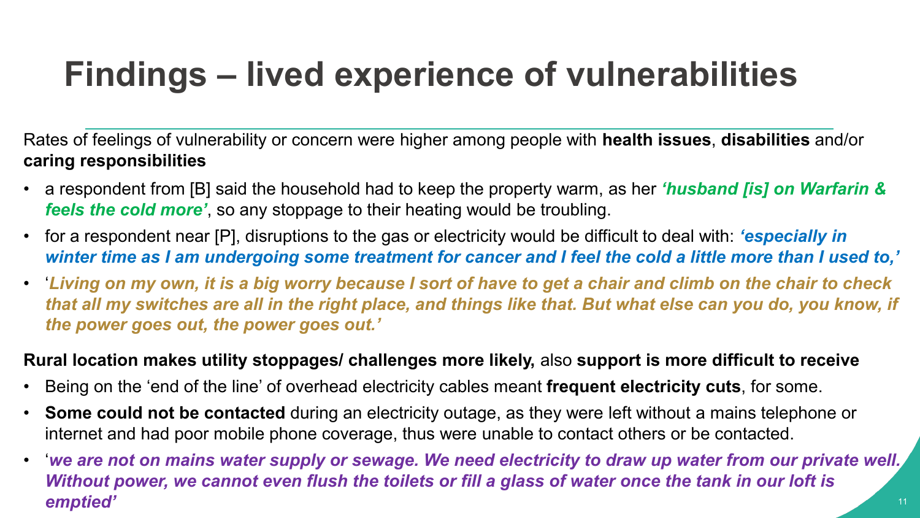# Findings – lived experience of vulnerabilities

Rates of feelings of vulnerability or concern were higher among people with **health issues**, **disabilities** and/or **caring responsibilities**

- a respondent from [B] said the household had to keep the property warm, as her ***'husband [is] on Warfarin & feels the cold more'***, so any stoppage to their heating would be troubling.
- for a respondent near [P], disruptions to the gas or electricity would be difficult to deal with: ***'especially in winter time as I am undergoing some treatment for cancer and I feel the cold a little more than I used to,'***
- '***Living on my own, it is a big worry because I sort of have to get a chair and climb on the chair to check that all my switches are all in the right place, and things like that. But what else can you do, you know, if the power goes out, the power goes out.'***

**Rural location makes utility stoppages/ challenges more likely,** also **support is more difficult to receive**

- Being on the 'end of the line' of overhead electricity cables meant **frequent electricity cuts**, for some.
- **Some could not be contacted** during an electricity outage, as they were left without a mains telephone or internet and had poor mobile phone coverage, thus were unable to contact others or be contacted.
- '***we are not on mains water supply or sewage. We need electricity to draw up water from our private well. Without power, we cannot even flush the toilets or fill a glass of water once the tank in our loft is emptied'***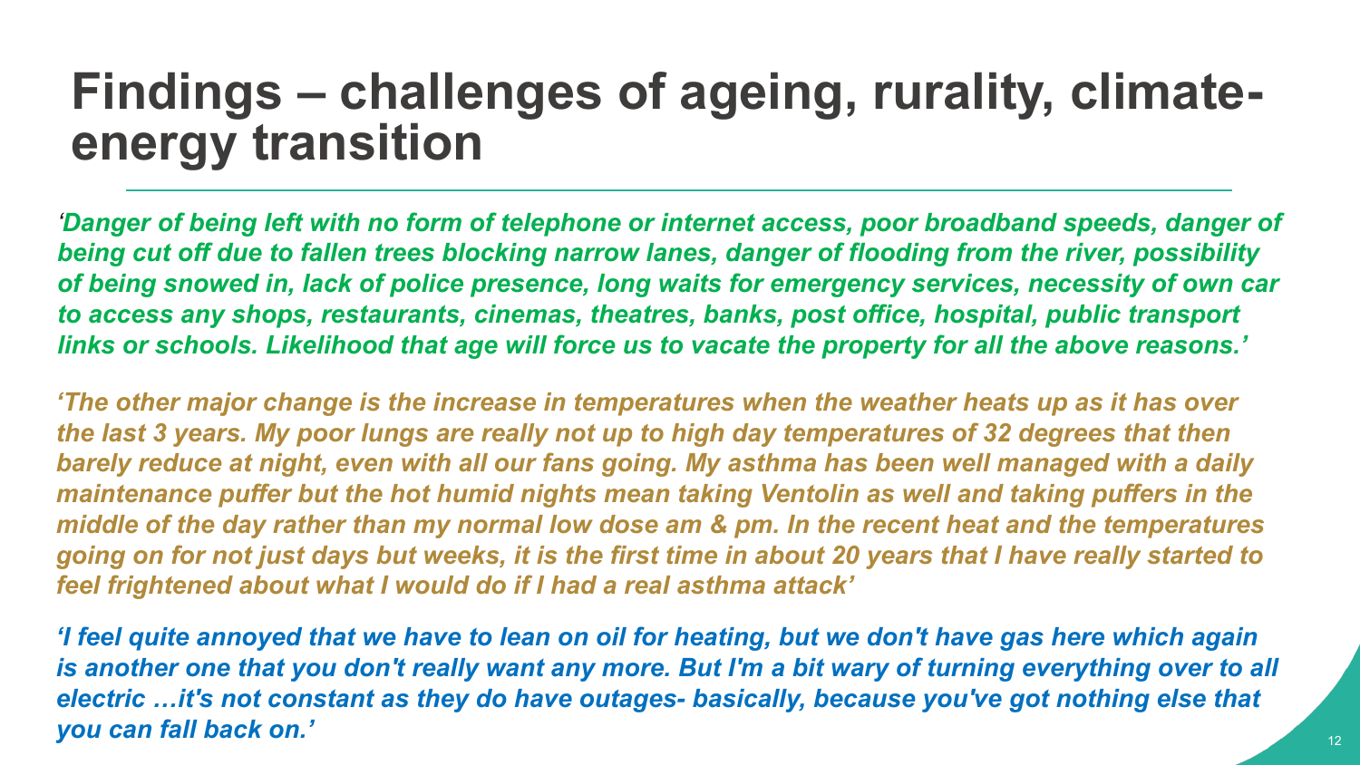# Findings – challenges of ageing, rurality, climate-energy transition

*'Danger of being left with no form of telephone or internet access, poor broadband speeds, danger of being cut off due to fallen trees blocking narrow lanes, danger of flooding from the river, possibility of being snowed in, lack of police presence, long waits for emergency services, necessity of own car to access any shops, restaurants, cinemas, theatres, banks, post office, hospital, public transport links or schools. Likelihood that age will force us to vacate the property for all the above reasons.'*

*'The other major change is the increase in temperatures when the weather heats up as it has over the last 3 years. My poor lungs are really not up to high day temperatures of 32 degrees that then barely reduce at night, even with all our fans going. My asthma has been well managed with a daily maintenance puffer but the hot humid nights mean taking Ventolin as well and taking puffers in the middle of the day rather than my normal low dose am & pm. In the recent heat and the temperatures going on for not just days but weeks, it is the first time in about 20 years that I have really started to feel frightened about what I would do if I had a real asthma attack'*

*'I feel quite annoyed that we have to lean on oil for heating, but we don't have gas here which again is another one that you don't really want any more. But I'm a bit wary of turning everything over to all electric …it's not constant as they do have outages- basically, because you've got nothing else that you can fall back on.'*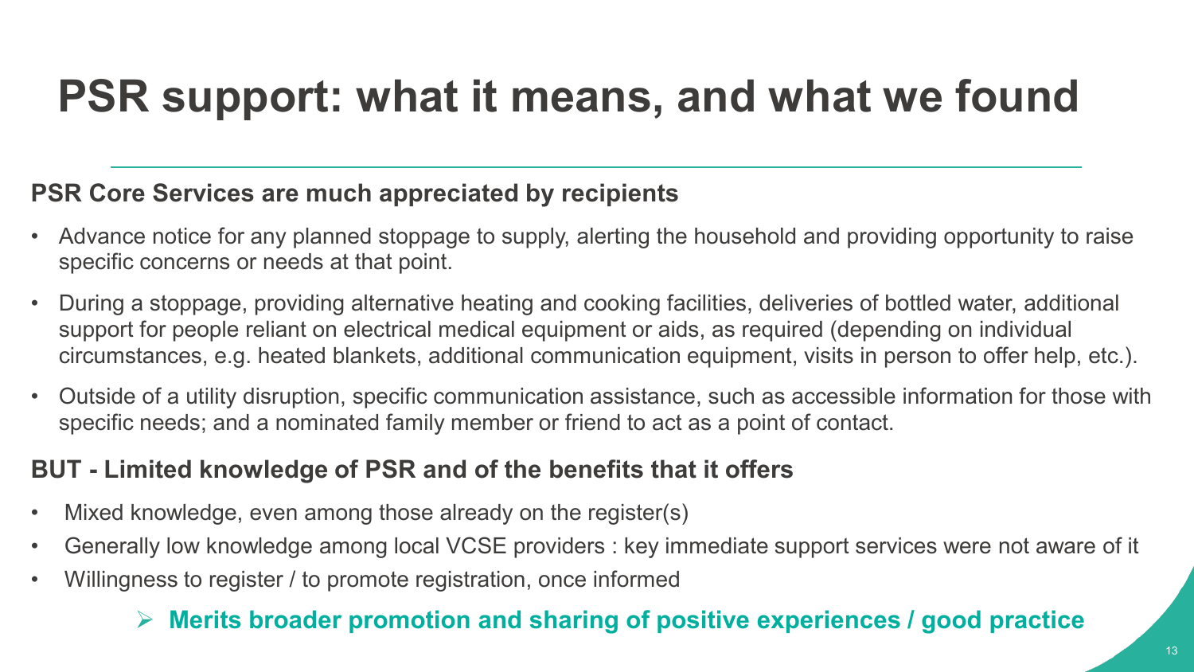# PSR support: what it means, and what we found

**PSR Core Services are much appreciated by recipients**

- Advance notice for any planned stoppage to supply, alerting the household and providing opportunity to raise specific concerns or needs at that point.
- During a stoppage, providing alternative heating and cooking facilities, deliveries of bottled water, additional support for people reliant on electrical medical equipment or aids, as required (depending on individual circumstances, e.g. heated blankets, additional communication equipment, visits in person to offer help, etc.).
- Outside of a utility disruption, specific communication assistance, such as accessible information for those with specific needs; and a nominated family member or friend to act as a point of contact.

**BUT - Limited knowledge of PSR and of the benefits that it offers**

- Mixed knowledge, even among those already on the register(s)
- Generally low knowledge among local VCSE providers : key immediate support services were not aware of it
- Willingness to register / to promote registration, once informed

➢ **Merits broader promotion and sharing of positive experiences / good practice**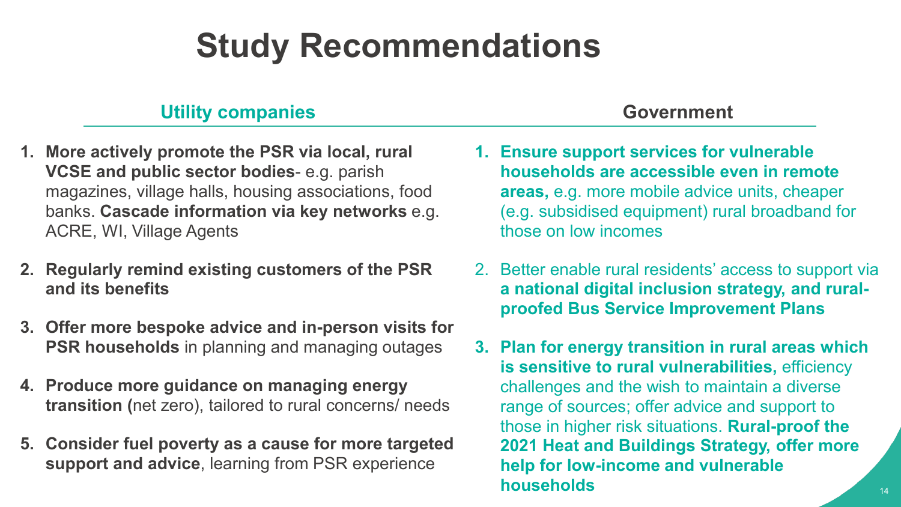# Study Recommendations

## Utility companies

1. **More actively promote the PSR via local, rural VCSE and public sector bodies**- e.g. parish magazines, village halls, housing associations, food banks. **Cascade information via key networks** e.g. ACRE, WI, Village Agents
2. **Regularly remind existing customers of the PSR and its benefits**
3. **Offer more bespoke advice and in-person visits for PSR households** in planning and managing outages
4. **Produce more guidance on managing energy transition (**net zero), tailored to rural concerns/ needs
5. **Consider fuel poverty as a cause for more targeted support and advice**, learning from PSR experience

## Government

1. **Ensure support services for vulnerable households are accessible even in remote areas,** e.g. more mobile advice units, cheaper (e.g. subsidised equipment) rural broadband for those on low incomes
2. Better enable rural residents' access to support via **a national digital inclusion strategy, and rural-proofed Bus Service Improvement Plans**
3. **Plan for energy transition in rural areas which is sensitive to rural vulnerabilities,** efficiency challenges and the wish to maintain a diverse range of sources; offer advice and support to those in higher risk situations. **Rural-proof the 2021 Heat and Buildings Strategy, offer more help for low-income and vulnerable households**